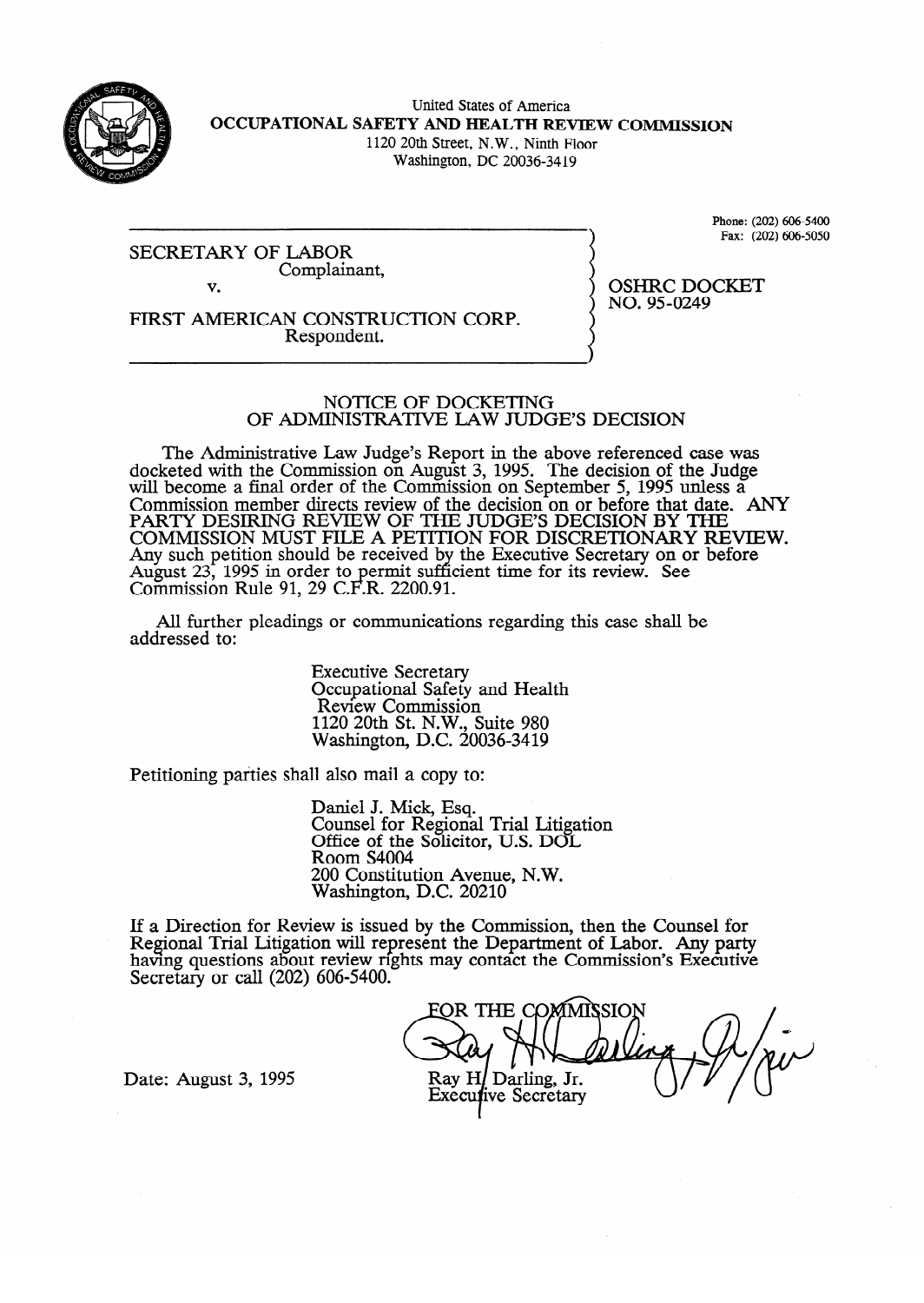United States of America

**OCCUPATIONAL SAFETY AND HEALTH REVIEW COMMISSION**

1120 20th Street, N.W., Ninth Floor
Washington, DC 20036-3419

Phone: (202) 606-5400
Fax: (202) 606-5050

SECRETARY OF LABOR
Complainant,

v.

FIRST AMERICAN CONSTRUCTION CORP.
Respondent.

OSHRC DOCKET
NO. 95-0249

## NOTICE OF DOCKETING OF ADMINISTRATIVE LAW JUDGE'S DECISION

The Administrative Law Judge's Report in the above referenced case was docketed with the Commission on August 3, 1995. The decision of the Judge will become a final order of the Commission on September 5, 1995 unless a Commission member directs review of the decision on or before that date. ANY PARTY DESIRING REVIEW OF THE JUDGE'S DECISION BY THE COMMISSION MUST FILE A PETITION FOR DISCRETIONARY REVIEW. Any such petition should be received by the Executive Secretary on or before August 23, 1995 in order to permit sufficient time for its review. See Commission Rule 91, 29 C.F.R. 2200.91.

All further pleadings or communications regarding this case shall be addressed to:

Executive Secretary
Occupational Safety and Health
Review Commission
1120 20th St. N.W., Suite 980
Washington, D.C. 20036-3419

Petitioning parties shall also mail a copy to:

Daniel J. Mick, Esq.
Counsel for Regional Trial Litigation
Office of the Solicitor, U.S. DOL
Room S4004
200 Constitution Avenue, N.W.
Washington, D.C. 20210

If a Direction for Review is issued by the Commission, then the Counsel for Regional Trial Litigation will represent the Department of Labor. Any party having questions about review rights may contact the Commission's Executive Secretary or call (202) 606-5400.

FOR THE COMMISSION

Ray H. Darling, Jr.
Executive Secretary

Date: August 3, 1995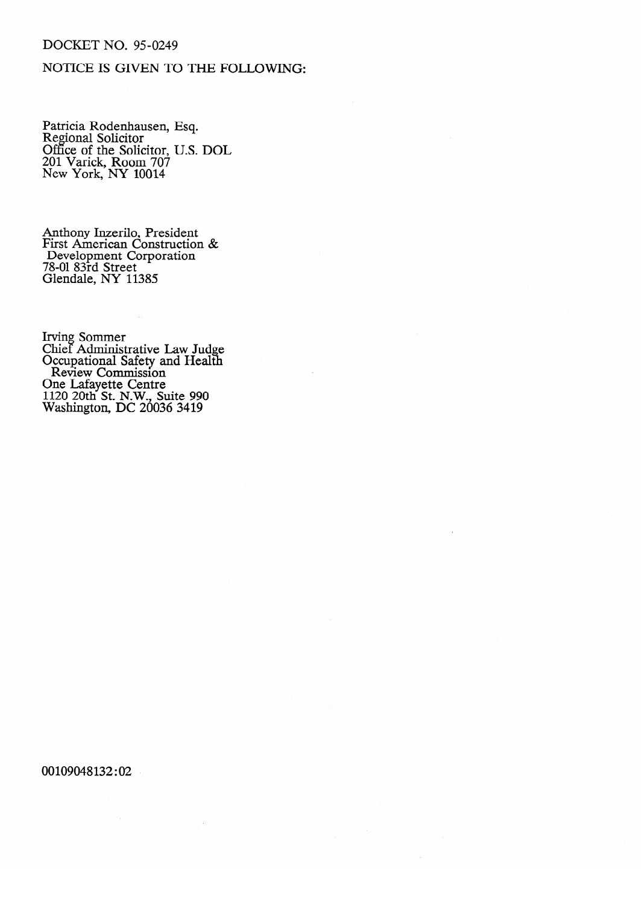DOCKET NO. 95-0249

NOTICE IS GIVEN TO THE FOLLOWING:

Patricia Rodenhausen, Esq.
Regional Solicitor
Office of the Solicitor, U.S. DOL
201 Varick, Room 707
New York, NY 10014

Anthony Inzerilo, President
First American Construction &
Development Corporation
78-01 83rd Street
Glendale, NY 11385

Irving Sommer
Chief Administrative Law Judge
Occupational Safety and Health
Review Commission
One Lafayette Centre
1120 20th St. N.W., Suite 990
Washington, DC 20036 3419

00109048132:02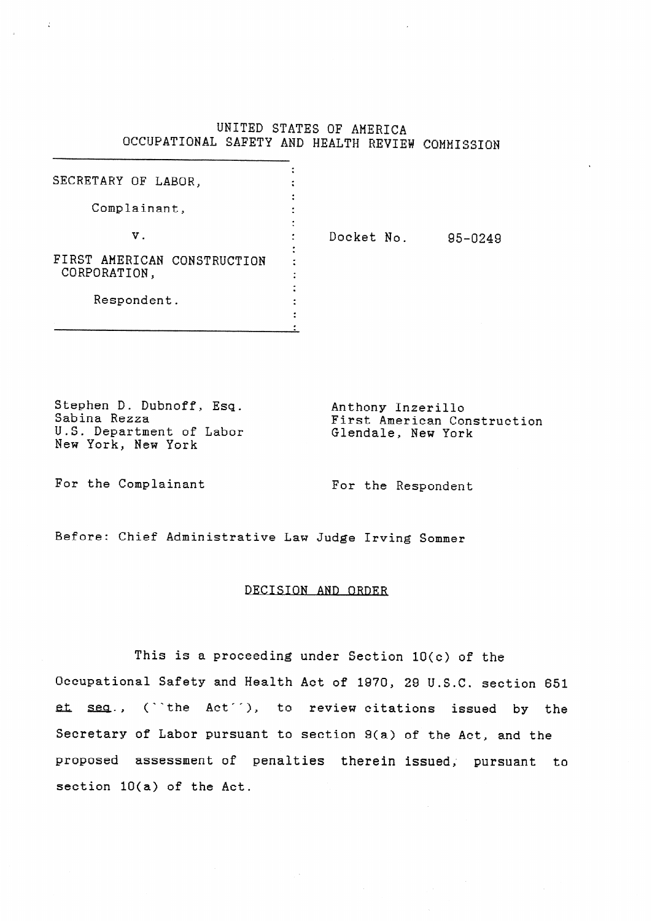UNITED STATES OF AMERICA
OCCUPATIONAL SAFETY AND HEALTH REVIEW COMMISSION

| | |
|---|---|
| SECRETARY OF LABOR,<br><br>Complainant,<br><br>v.<br><br>FIRST AMERICAN CONSTRUCTION CORPORATION,<br><br>Respondent. | Docket No. 95-0249 |

| | |
|---|---|
| Stephen D. Dubnoff, Esq.<br>Sabina Rezza<br>U.S. Department of Labor<br>New York, New York | Anthony Inzerillo<br>First American Construction<br>Glendale, New York |
| For the Complainant | For the Respondent |

Before: Chief Administrative Law Judge Irving Sommer

## DECISION AND ORDER

This is a proceeding under Section 10(c) of the Occupational Safety and Health Act of 1970, 29 U.S.C. section 651 *et seq.*, (``the Act''), to review citations issued by the Secretary of Labor pursuant to section 9(a) of the Act, and the proposed assessment of penalties therein issued, pursuant to section 10(a) of the Act.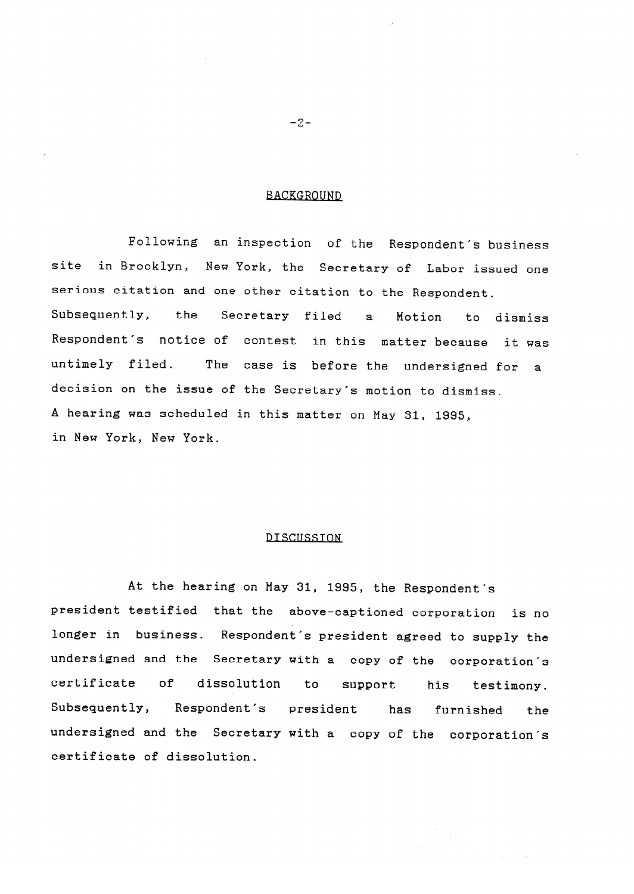## BACKGROUND

Following an inspection of the Respondent's business site in Brooklyn, New York, the Secretary of Labor issued one serious citation and one other citation to the Respondent. Subsequently, the Secretary filed a Motion to dismiss Respondent's notice of contest in this matter because it was untimely filed. The case is before the undersigned for a decision on the issue of the Secretary's motion to dismiss. A hearing was scheduled in this matter on May 31, 1995, in New York, New York.

## DISCUSSION

At the hearing on May 31, 1995, the Respondent's president testified that the above-captioned corporation is no longer in business. Respondent's president agreed to supply the undersigned and the Secretary with a copy of the corporation's certificate of dissolution to support his testimony. Subsequently, Respondent's president has furnished the undersigned and the Secretary with a copy of the corporation's certificate of dissolution.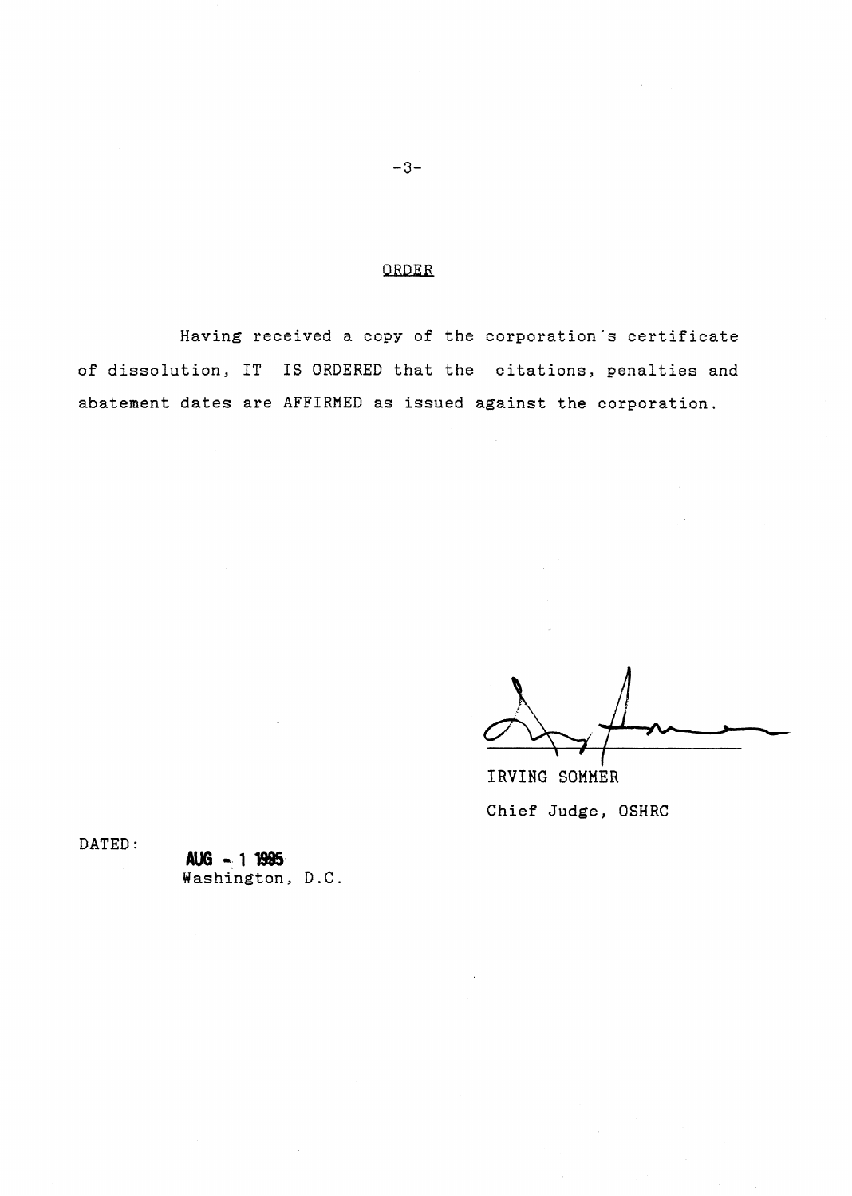## ORDER

Having received a copy of the corporation's certificate of dissolution, IT IS ORDERED that the citations, penalties and abatement dates are AFFIRMED as issued against the corporation.

IRVING SOMMER
Chief Judge, OSHRC

DATED:

**AUG - 1 1985**
Washington, D.C.